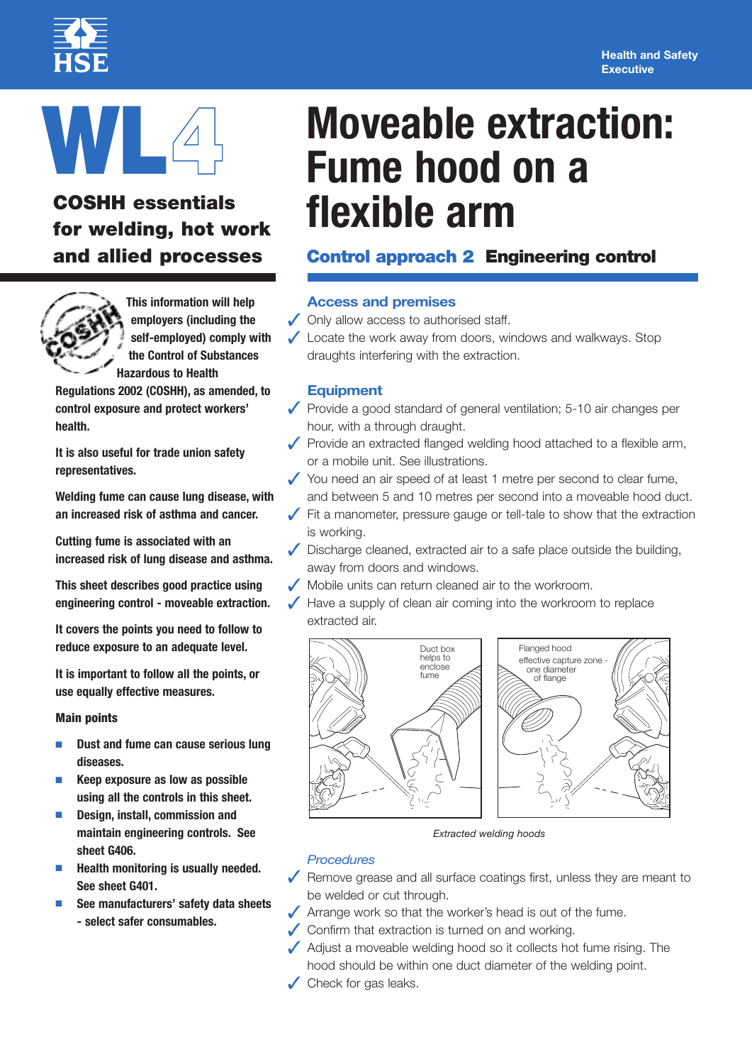HSE

Health and Safety Executive

# WL4

## COSHH essentials for welding, hot work and allied processes

# Moveable extraction: Fume hood on a flexible arm

## Control approach 2 Engineering control

**This information will help employers (including the self-employed) comply with the Control of Substances Hazardous to Health Regulations 2002 (COSHH), as amended, to control exposure and protect workers' health.**

**It is also useful for trade union safety representatives.**

**Welding fume can cause lung disease, with an increased risk of asthma and cancer.**

**Cutting fume is associated with an increased risk of lung disease and asthma.**

**This sheet describes good practice using engineering control - moveable extraction.**

**It covers the points you need to follow to reduce exposure to an adequate level.**

**It is important to follow all the points, or use equally effective measures.**

**Main points**

- **Dust and fume can cause serious lung diseases.**
- **Keep exposure as low as possible using all the controls in this sheet.**
- **Design, install, commission and maintain engineering controls. See sheet G406.**
- **Health monitoring is usually needed. See sheet G401.**
- **See manufacturers' safety data sheets - select safer consumables.**

### Access and premises

- ✓ Only allow access to authorised staff.
- ✓ Locate the work away from doors, windows and walkways. Stop draughts interfering with the extraction.

### Equipment

- ✓ Provide a good standard of general ventilation; 5-10 air changes per hour, with a through draught.
- ✓ Provide an extracted flanged welding hood attached to a flexible arm, or a mobile unit. See illustrations.
- ✓ You need an air speed of at least 1 metre per second to clear fume, and between 5 and 10 metres per second into a moveable hood duct.
- ✓ Fit a manometer, pressure gauge or tell-tale to show that the extraction is working.
- ✓ Discharge cleaned, extracted air to a safe place outside the building, away from doors and windows.
- ✓ Mobile units can return cleaned air to the workroom.
- ✓ Have a supply of clean air coming into the workroom to replace extracted air.

Duct box helps to enclose fume

Flanged hood effective capture zone - one diameter of flange

*Extracted welding hoods*

### *Procedures*

- ✓ Remove grease and all surface coatings first, unless they are meant to be welded or cut through.
- ✓ Arrange work so that the worker's head is out of the fume.
- ✓ Confirm that extraction is turned on and working.
- ✓ Adjust a moveable welding hood so it collects hot fume rising. The hood should be within one duct diameter of the welding point.
- ✓ Check for gas leaks.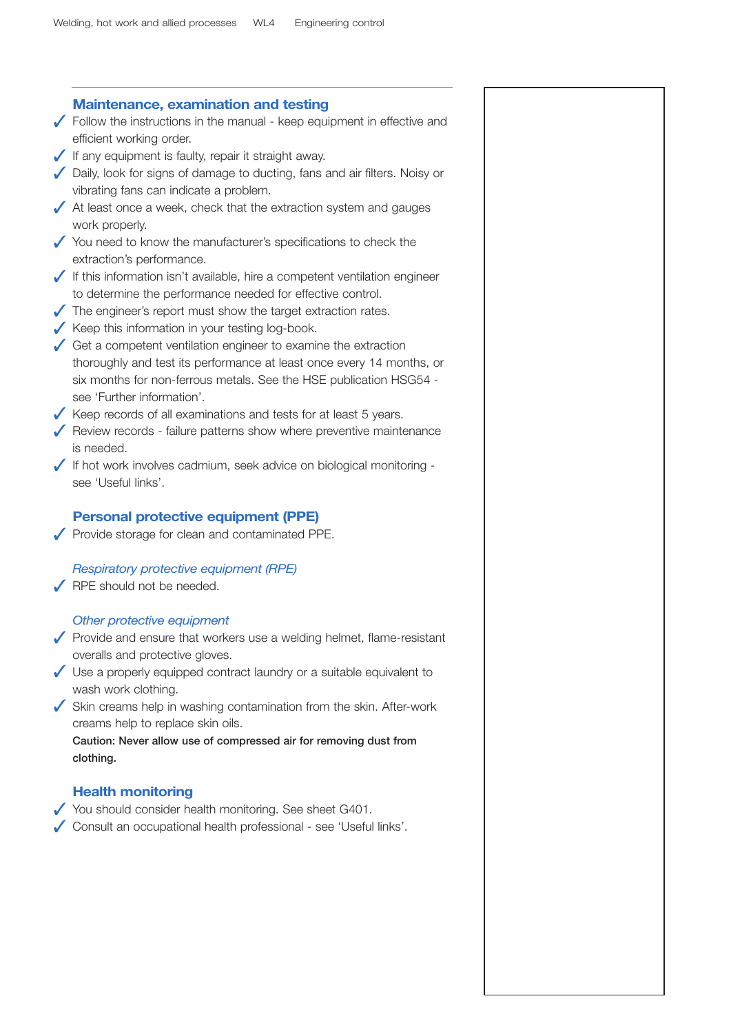## Maintenance, examination and testing

- ✓ Follow the instructions in the manual - keep equipment in effective and efficient working order.
- ✓ If any equipment is faulty, repair it straight away.
- ✓ Daily, look for signs of damage to ducting, fans and air filters. Noisy or vibrating fans can indicate a problem.
- ✓ At least once a week, check that the extraction system and gauges work properly.
- ✓ You need to know the manufacturer's specifications to check the extraction's performance.
- ✓ If this information isn't available, hire a competent ventilation engineer to determine the performance needed for effective control.
- ✓ The engineer's report must show the target extraction rates.
- ✓ Keep this information in your testing log-book.
- ✓ Get a competent ventilation engineer to examine the extraction thoroughly and test its performance at least once every 14 months, or six months for non-ferrous metals. See the HSE publication HSG54 - see 'Further information'.
- ✓ Keep records of all examinations and tests for at least 5 years.
- ✓ Review records - failure patterns show where preventive maintenance is needed.
- ✓ If hot work involves cadmium, seek advice on biological monitoring - see 'Useful links'.

## Personal protective equipment (PPE)

- ✓ Provide storage for clean and contaminated PPE.

### *Respiratory protective equipment (RPE)*

- ✓ RPE should not be needed.

### *Other protective equipment*

- ✓ Provide and ensure that workers use a welding helmet, flame-resistant overalls and protective gloves.
- ✓ Use a properly equipped contract laundry or a suitable equivalent to wash work clothing.
- ✓ Skin creams help in washing contamination from the skin. After-work creams help to replace skin oils.

**Caution: Never allow use of compressed air for removing dust from clothing.**

## Health monitoring

- ✓ You should consider health monitoring. See sheet G401.
- ✓ Consult an occupational health professional - see 'Useful links'.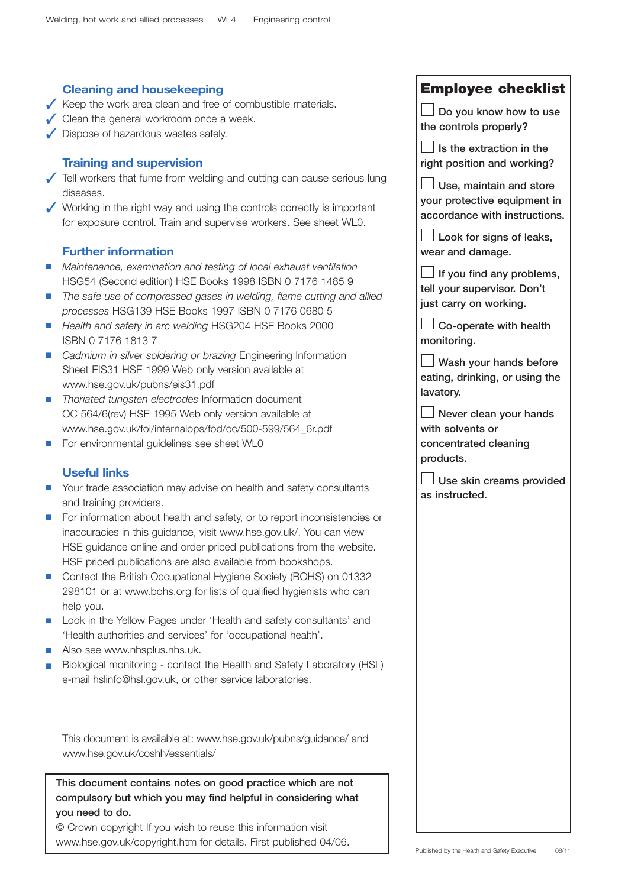## Cleaning and housekeeping

- ✓ Keep the work area clean and free of combustible materials.
- ✓ Clean the general workroom once a week.
- ✓ Dispose of hazardous wastes safely.

## Training and supervision

- ✓ Tell workers that fume from welding and cutting can cause serious lung diseases.
- ✓ Working in the right way and using the controls correctly is important for exposure control. Train and supervise workers. See sheet WL0.

## Further information

- *Maintenance, examination and testing of local exhaust ventilation* HSG54 (Second edition) HSE Books 1998 ISBN 0 7176 1485 9
- *The safe use of compressed gases in welding, flame cutting and allied processes* HSG139 HSE Books 1997 ISBN 0 7176 0680 5
- *Health and safety in arc welding* HSG204 HSE Books 2000 ISBN 0 7176 1813 7
- *Cadmium in silver soldering or brazing* Engineering Information Sheet EIS31 HSE 1999 Web only version available at www.hse.gov.uk/pubns/eis31.pdf
- *Thoriated tungsten electrodes* Information document OC 564/6(rev) HSE 1995 Web only version available at www.hse.gov.uk/foi/internalops/fod/oc/500-599/564_6r.pdf
- For environmental guidelines see sheet WL0

## Useful links

- Your trade association may advise on health and safety consultants and training providers.
- For information about health and safety, or to report inconsistencies or inaccuracies in this guidance, visit www.hse.gov.uk/. You can view HSE guidance online and order priced publications from the website. HSE priced publications are also available from bookshops.
- Contact the British Occupational Hygiene Society (BOHS) on 01332 298101 or at www.bohs.org for lists of qualified hygienists who can help you.
- Look in the Yellow Pages under 'Health and safety consultants' and 'Health authorities and services' for 'occupational health'.
- Also see www.nhsplus.nhs.uk.
- Biological monitoring - contact the Health and Safety Laboratory (HSL) e-mail hslinfo@hsl.gov.uk, or other service laboratories.

This document is available at: www.hse.gov.uk/pubns/guidance/ and www.hse.gov.uk/coshh/essentials/

**This document contains notes on good practice which are not compulsory but which you may find helpful in considering what you need to do.**

© Crown copyright If you wish to reuse this information visit www.hse.gov.uk/copyright.htm for details. First published 04/06.

## Employee checklist

- ☐ **Do you know how to use the controls properly?**
- ☐ **Is the extraction in the right position and working?**
- ☐ **Use, maintain and store your protective equipment in accordance with instructions.**
- ☐ **Look for signs of leaks, wear and damage.**
- ☐ **If you find any problems, tell your supervisor. Don't just carry on working.**
- ☐ **Co-operate with health monitoring.**
- ☐ **Wash your hands before eating, drinking, or using the lavatory.**
- ☐ **Never clean your hands with solvents or concentrated cleaning products.**
- ☐ **Use skin creams provided as instructed.**

Published by the Health and Safety Executive 08/11